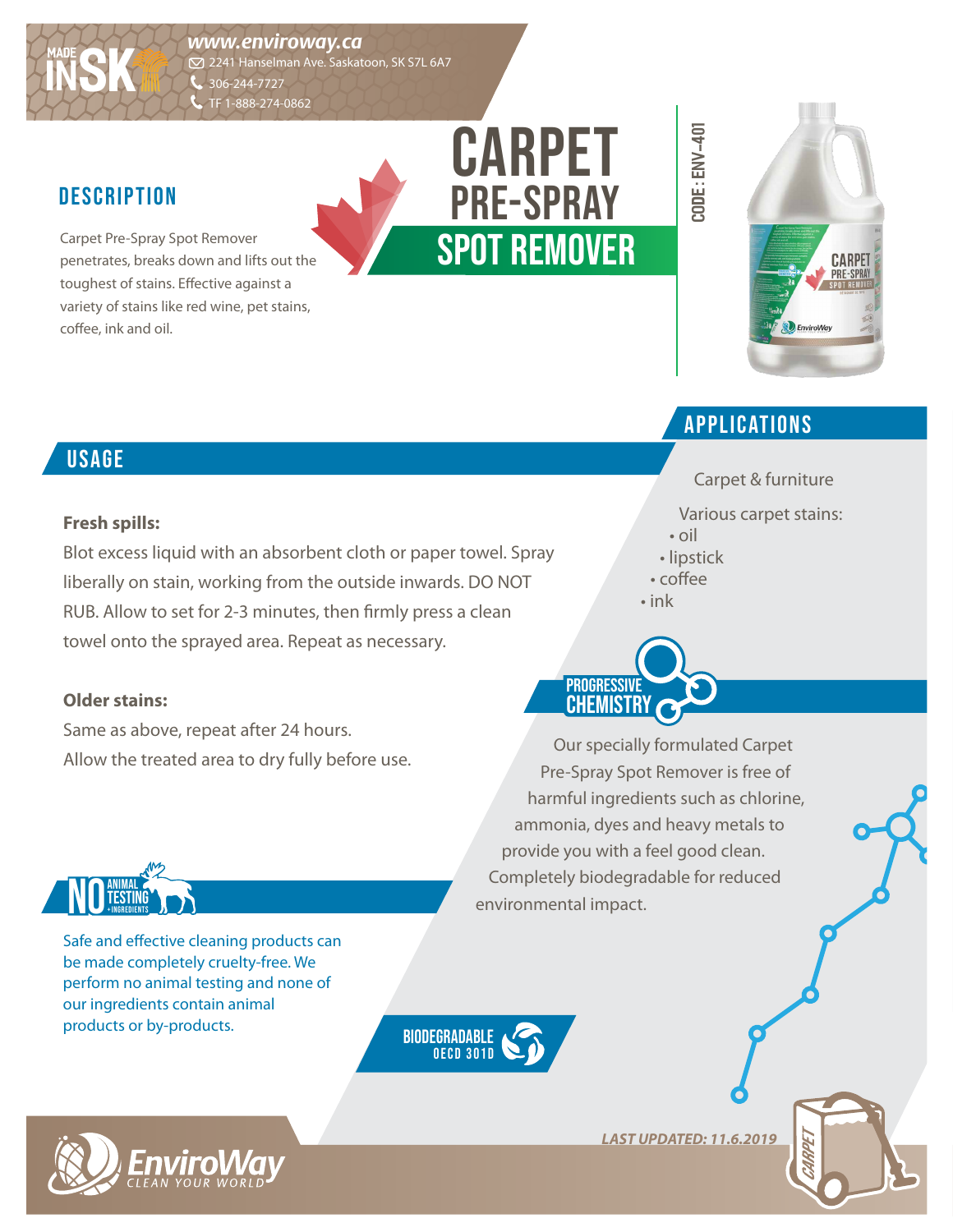MADE IN SK

www.enviroway.ca
2241 Hanselman Ave. Saskatoon, SK S7L 6A7
306-244-7727
TF 1-888-274-0862

# CARPET PRE-SPRAY SPOT REMOVER

CODE: ENV-401

## DESCRIPTION

Carpet Pre-Spray Spot Remover penetrates, breaks down and lifts out the toughest of stains. Effective against a variety of stains like red wine, pet stains, coffee, ink and oil.

## APPLICATIONS

Carpet & furniture

Various carpet stains:
- oil
- lipstick
- coffee
- ink

## USAGE

**Fresh spills:**
Blot excess liquid with an absorbent cloth or paper towel. Spray liberally on stain, working from the outside inwards. DO NOT RUB. Allow to set for 2-3 minutes, then firmly press a clean towel onto the sprayed area. Repeat as necessary.

**Older stains:**
Same as above, repeat after 24 hours.
Allow the treated area to dry fully before use.

## PROGRESSIVE CHEMISTRY

Our specially formulated Carpet Pre-Spray Spot Remover is free of harmful ingredients such as chlorine, ammonia, dyes and heavy metals to provide you with a feel good clean. Completely biodegradable for reduced environmental impact.

## NO ANIMAL TESTING + INGREDIENTS

Safe and effective cleaning products can be made completely cruelty-free. We perform no animal testing and none of our ingredients contain animal products or by-products.

BIODEGRADABLE OECD 301D

*LAST UPDATED: 11.6.2019*

EnviroWay
CLEAN YOUR WORLD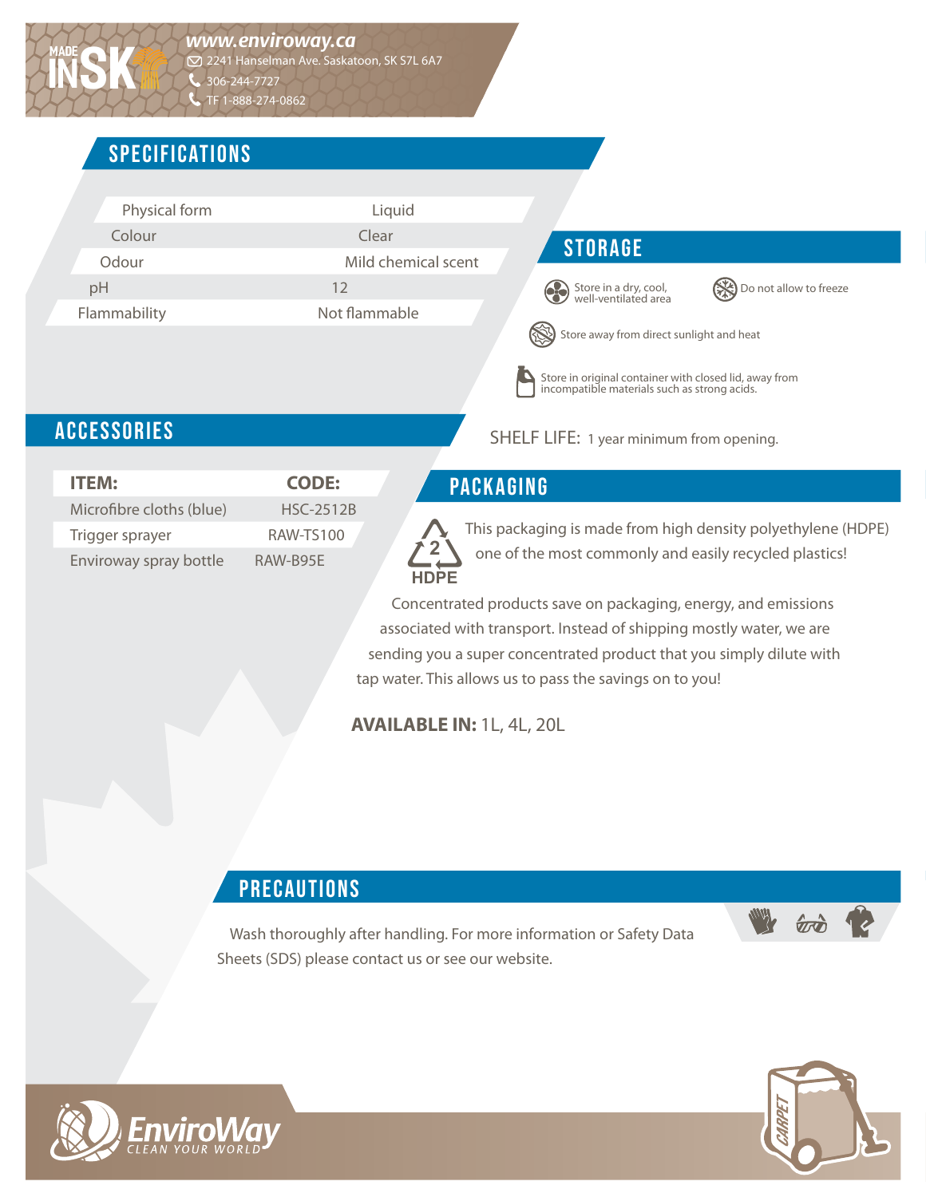MADE IN SK

www.enviroway.ca
2241 Hanselman Ave. Saskatoon, SK S7L 6A7
306-244-7727
TF 1-888-274-0862

## SPECIFICATIONS

| | |
|---|---|
| Physical form | Liquid |
| Colour | Clear |
| Odour | Mild chemical scent |
| pH | 12 |
| Flammability | Not flammable |

## STORAGE

- Store in a dry, cool, well-ventilated area
- Do not allow to freeze
- Store away from direct sunlight and heat
- Store in original container with closed lid, away from incompatible materials such as strong acids.

SHELF LIFE: 1 year minimum from opening.

## ACCESSORIES

| ITEM: | CODE: |
|---|---|
| Microfibre cloths (blue) | HSC-2512B |
| Trigger sprayer | RAW-TS100 |
| Enviroway spray bottle | RAW-B95E |

## PACKAGING

2 HDPE

This packaging is made from high density polyethylene (HDPE) one of the most commonly and easily recycled plastics!

Concentrated products save on packaging, energy, and emissions associated with transport. Instead of shipping mostly water, we are sending you a super concentrated product that you simply dilute with tap water. This allows us to pass the savings on to you!

**AVAILABLE IN:** 1L, 4L, 20L

## PRECAUTIONS

Wash thoroughly after handling. For more information or Safety Data Sheets (SDS) please contact us or see our website.

EnviroWay
CLEAN YOUR WORLD

CARPET